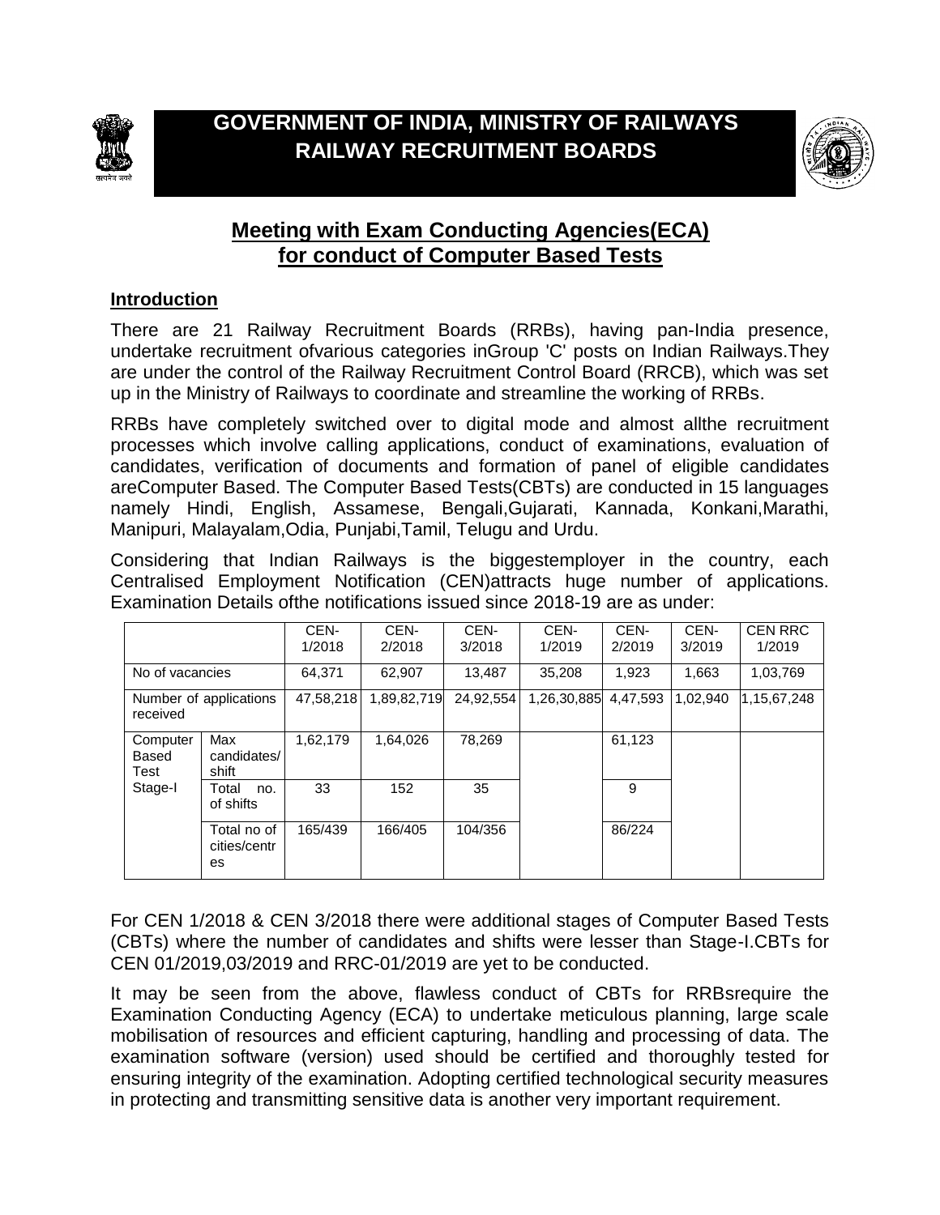# GOVERNMENT OF INDIA, MINISTRY OF RAILWAYS
# RAILWAY RECRUITMENT BOARDS

## Meeting with Exam Conducting Agencies(ECA) for conduct of Computer Based Tests

### Introduction

There are 21 Railway Recruitment Boards (RRBs), having pan-India presence, undertake recruitment ofvarious categories inGroup 'C' posts on Indian Railways.They are under the control of the Railway Recruitment Control Board (RRCB), which was set up in the Ministry of Railways to coordinate and streamline the working of RRBs.

RRBs have completely switched over to digital mode and almost allthe recruitment processes which involve calling applications, conduct of examinations, evaluation of candidates, verification of documents and formation of panel of eligible candidates areComputer Based. The Computer Based Tests(CBTs) are conducted in 15 languages namely Hindi, English, Assamese, Bengali,Gujarati, Kannada, Konkani,Marathi, Manipuri, Malayalam,Odia, Punjabi,Tamil, Telugu and Urdu.

Considering that Indian Railways is the biggestemployer in the country, each Centralised Employment Notification (CEN)attracts huge number of applications. Examination Details ofthe notifications issued since 2018-19 are as under:

| | | CEN-1/2018 | CEN-2/2018 | CEN-3/2018 | CEN-1/2019 | CEN-2/2019 | CEN-3/2019 | CEN RRC 1/2019 |
|---|---|---|---|---|---|---|---|---|
| No of vacancies | | 64,371 | 62,907 | 13,487 | 35,208 | 1,923 | 1,663 | 1,03,769 |
| Number of applications received | | 47,58,218 | 1,89,82,719 | 24,92,554 | 1,26,30,885 | 4,47,593 | 1,02,940 | 1,15,67,248 |
| Computer Based Test Stage-I | Max candidates/shift | 1,62,179 | 1,64,026 | 78,269 | | 61,123 | | |
| | Total no. of shifts | 33 | 152 | 35 | | 9 | | |
| | Total no of cities/centres | 165/439 | 166/405 | 104/356 | | 86/224 | | |

For CEN 1/2018 & CEN 3/2018 there were additional stages of Computer Based Tests (CBTs) where the number of candidates and shifts were lesser than Stage-I.CBTs for CEN 01/2019,03/2019 and RRC-01/2019 are yet to be conducted.

It may be seen from the above, flawless conduct of CBTs for RRBsrequire the Examination Conducting Agency (ECA) to undertake meticulous planning, large scale mobilisation of resources and efficient capturing, handling and processing of data. The examination software (version) used should be certified and thoroughly tested for ensuring integrity of the examination. Adopting certified technological security measures in protecting and transmitting sensitive data is another very important requirement.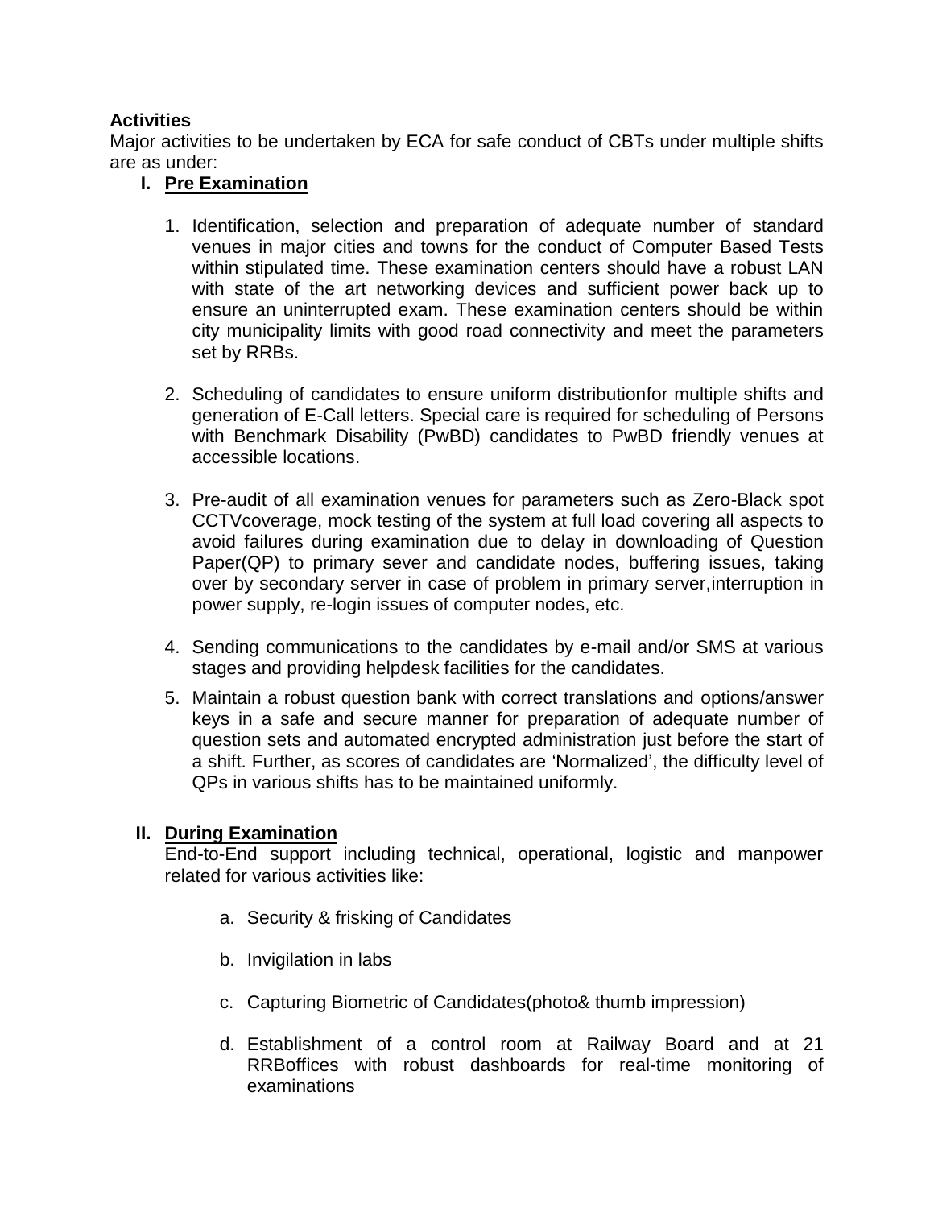**Activities**

Major activities to be undertaken by ECA for safe conduct of CBTs under multiple shifts are as under:

**I. <u>Pre Examination</u>**

1. Identification, selection and preparation of adequate number of standard venues in major cities and towns for the conduct of Computer Based Tests within stipulated time. These examination centers should have a robust LAN with state of the art networking devices and sufficient power back up to ensure an uninterrupted exam. These examination centers should be within city municipality limits with good road connectivity and meet the parameters set by RRBs.

2. Scheduling of candidates to ensure uniform distributionfor multiple shifts and generation of E-Call letters. Special care is required for scheduling of Persons with Benchmark Disability (PwBD) candidates to PwBD friendly venues at accessible locations.

3. Pre-audit of all examination venues for parameters such as Zero-Black spot CCTVcoverage, mock testing of the system at full load covering all aspects to avoid failures during examination due to delay in downloading of Question Paper(QP) to primary sever and candidate nodes, buffering issues, taking over by secondary server in case of problem in primary server,interruption in power supply, re-login issues of computer nodes, etc.

4. Sending communications to the candidates by e-mail and/or SMS at various stages and providing helpdesk facilities for the candidates.

5. Maintain a robust question bank with correct translations and options/answer keys in a safe and secure manner for preparation of adequate number of question sets and automated encrypted administration just before the start of a shift. Further, as scores of candidates are 'Normalized', the difficulty level of QPs in various shifts has to be maintained uniformly.

**II. <u>During Examination</u>**

End-to-End support including technical, operational, logistic and manpower related for various activities like:

a. Security & frisking of Candidates

b. Invigilation in labs

c. Capturing Biometric of Candidates(photo& thumb impression)

d. Establishment of a control room at Railway Board and at 21 RRBoffices with robust dashboards for real-time monitoring of examinations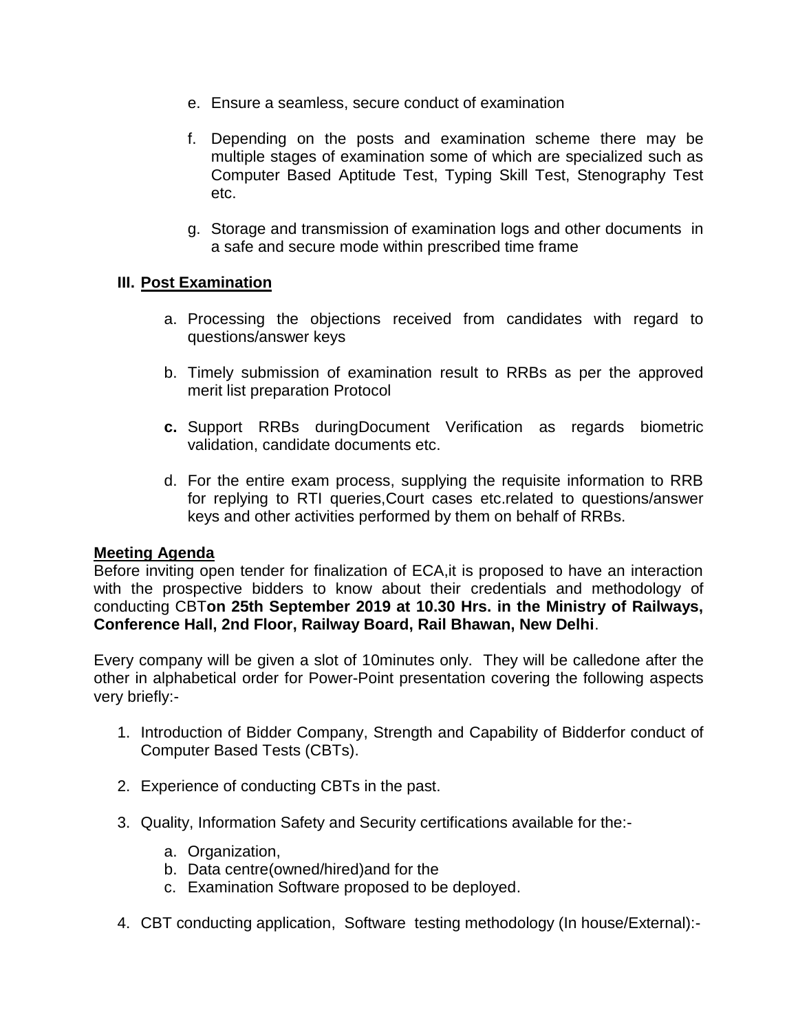e. Ensure a seamless, secure conduct of examination

f. Depending on the posts and examination scheme there may be multiple stages of examination some of which are specialized such as Computer Based Aptitude Test, Typing Skill Test, Stenography Test etc.

g. Storage and transmission of examination logs and other documents in a safe and secure mode within prescribed time frame

### III. Post Examination

a. Processing the objections received from candidates with regard to questions/answer keys

b. Timely submission of examination result to RRBs as per the approved merit list preparation Protocol

**c.** Support RRBs duringDocument Verification as regards biometric validation, candidate documents etc.

d. For the entire exam process, supplying the requisite information to RRB for replying to RTI queries,Court cases etc.related to questions/answer keys and other activities performed by them on behalf of RRBs.

## Meeting Agenda

Before inviting open tender for finalization of ECA,it is proposed to have an interaction with the prospective bidders to know about their credentials and methodology of conducting CBT**on 25th September 2019 at 10.30 Hrs. in the Ministry of Railways, Conference Hall, 2nd Floor, Railway Board, Rail Bhawan, New Delhi**.

Every company will be given a slot of 10minutes only. They will be calledone after the other in alphabetical order for Power-Point presentation covering the following aspects very briefly:-

1. Introduction of Bidder Company, Strength and Capability of Bidderfor conduct of Computer Based Tests (CBTs).

2. Experience of conducting CBTs in the past.

3. Quality, Information Safety and Security certifications available for the:-
   a. Organization,
   b. Data centre(owned/hired)and for the
   c. Examination Software proposed to be deployed.

4. CBT conducting application, Software testing methodology (In house/External):-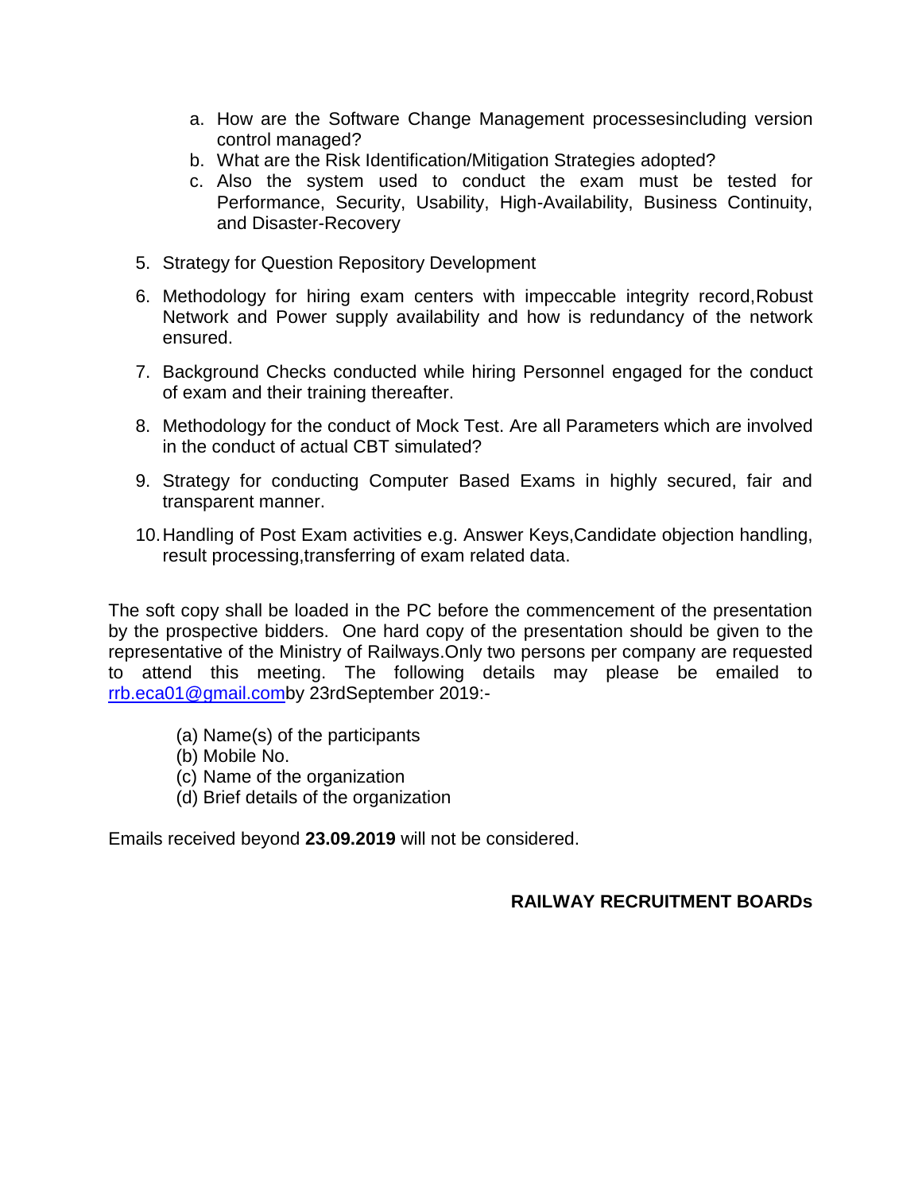a. How are the Software Change Management processesincluding version control managed?
b. What are the Risk Identification/Mitigation Strategies adopted?
c. Also the system used to conduct the exam must be tested for Performance, Security, Usability, High-Availability, Business Continuity, and Disaster-Recovery

5. Strategy for Question Repository Development

6. Methodology for hiring exam centers with impeccable integrity record,Robust Network and Power supply availability and how is redundancy of the network ensured.

7. Background Checks conducted while hiring Personnel engaged for the conduct of exam and their training thereafter.

8. Methodology for the conduct of Mock Test. Are all Parameters which are involved in the conduct of actual CBT simulated?

9. Strategy for conducting Computer Based Exams in highly secured, fair and transparent manner.

10. Handling of Post Exam activities e.g. Answer Keys,Candidate objection handling, result processing,transferring of exam related data.

The soft copy shall be loaded in the PC before the commencement of the presentation by the prospective bidders. One hard copy of the presentation should be given to the representative of the Ministry of Railways.Only two persons per company are requested to attend this meeting. The following details may please be emailed to rrb.eca01@gmail.comby 23rdSeptember 2019:-

(a) Name(s) of the participants
(b) Mobile No.
(c) Name of the organization
(d) Brief details of the organization

Emails received beyond **23.09.2019** will not be considered.

**RAILWAY RECRUITMENT BOARDs**